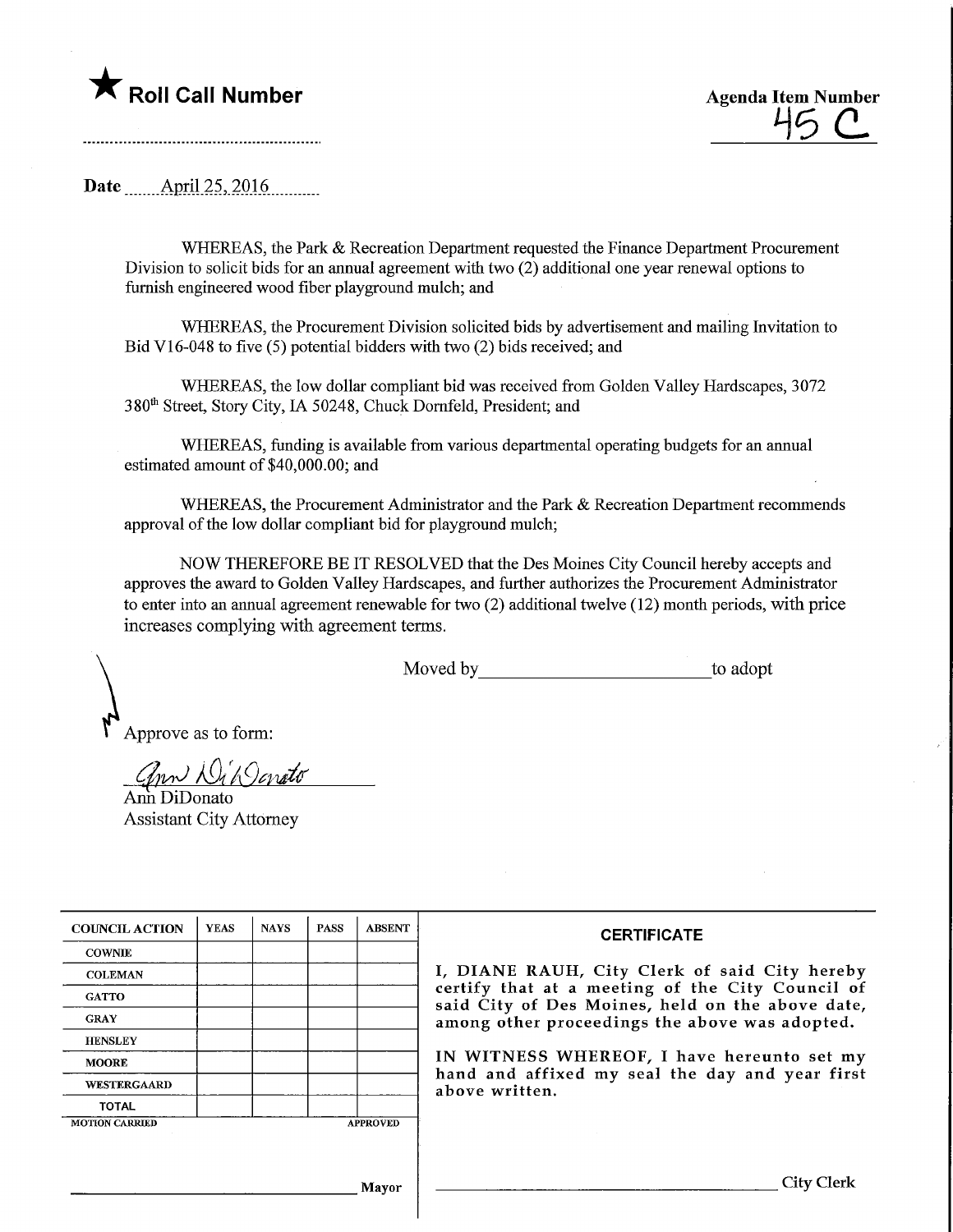★ **Roll Call Number**

**Agenda Item Number**
45 C

**Date** April 25, 2016

WHEREAS, the Park & Recreation Department requested the Finance Department Procurement Division to solicit bids for an annual agreement with two (2) additional one year renewal options to furnish engineered wood fiber playground mulch; and

WHEREAS, the Procurement Division solicited bids by advertisement and mailing Invitation to Bid V16-048 to five (5) potential bidders with two (2) bids received; and

WHEREAS, the low dollar compliant bid was received from Golden Valley Hardscapes, 3072 380th Street, Story City, IA 50248, Chuck Dornfeld, President; and

WHEREAS, funding is available from various departmental operating budgets for an annual estimated amount of $40,000.00; and

WHEREAS, the Procurement Administrator and the Park & Recreation Department recommends approval of the low dollar compliant bid for playground mulch;

NOW THEREFORE BE IT RESOLVED that the Des Moines City Council hereby accepts and approves the award to Golden Valley Hardscapes, and further authorizes the Procurement Administrator to enter into an annual agreement renewable for two (2) additional twelve (12) month periods, with price increases complying with agreement terms.

Moved by ________________________ to adopt

Approve as to form:

Ann DiDonato
Ann DiDonato
Assistant City Attorney

| COUNCIL ACTION | YEAS | NAYS | PASS | ABSENT |
|---|---|---|---|---|
| COWNIE | | | | |
| COLEMAN | | | | |
| GATTO | | | | |
| GRAY | | | | |
| HENSLEY | | | | |
| MOORE | | | | |
| WESTERGAARD | | | | |
| TOTAL | | | | |

MOTION CARRIED APPROVED

________________________ Mayor

**CERTIFICATE**

I, DIANE RAUH, City Clerk of said City hereby certify that at a meeting of the City Council of said City of Des Moines, held on the above date, among other proceedings the above was adopted.

IN WITNESS WHEREOF, I have hereunto set my hand and affixed my seal the day and year first above written.

________________________ City Clerk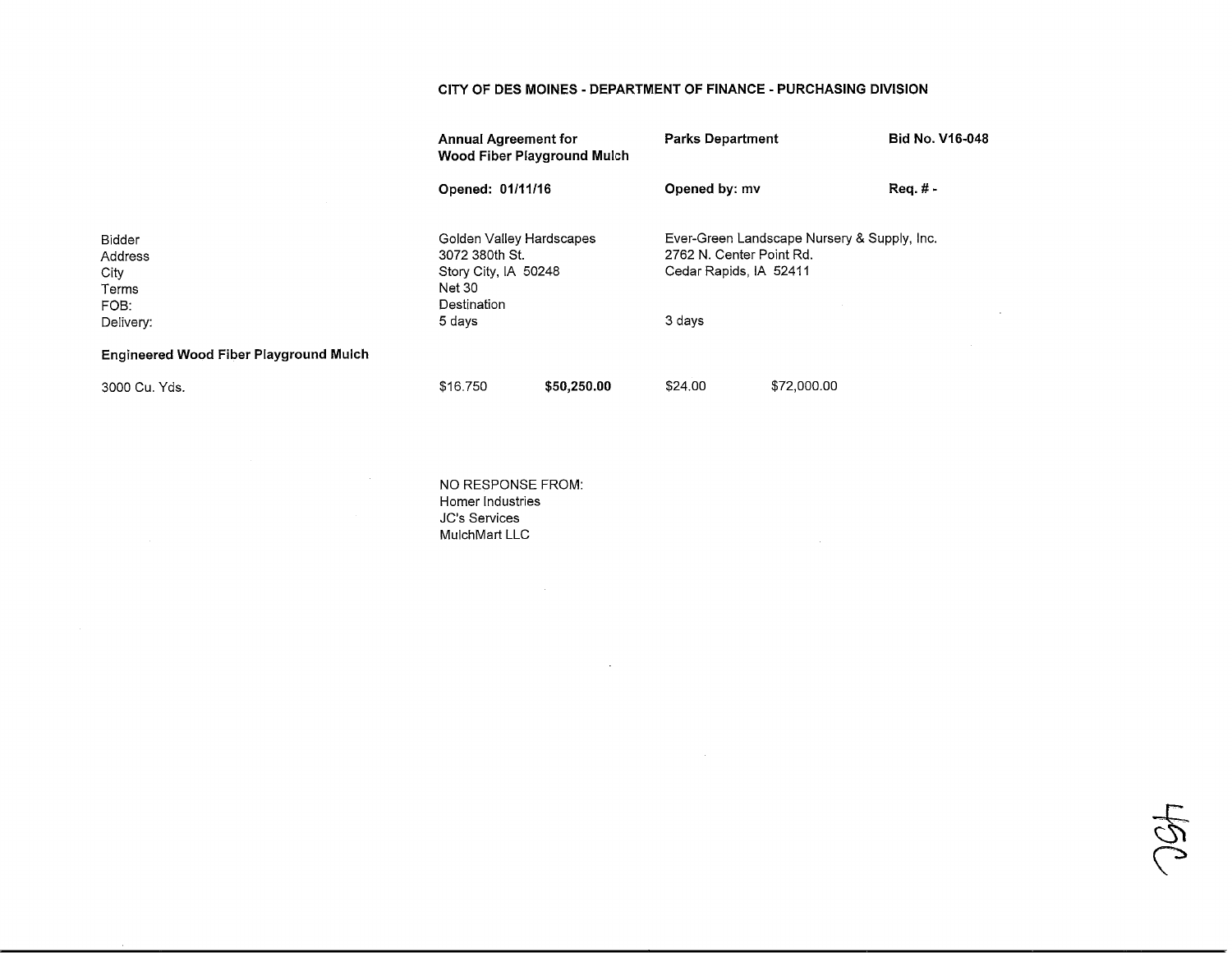**CITY OF DES MOINES - DEPARTMENT OF FINANCE - PURCHASING DIVISION**

| | | | | |
|---|---|---|---|---|
| | **Annual Agreement for Wood Fiber Playground Mulch** | | **Parks Department** | **Bid No. V16-048** |
| | **Opened: 01/11/16** | | **Opened by: mv** | **Req. # -** |
| Bidder | Golden Valley Hardscapes | | Ever-Green Landscape Nursery & Supply, Inc. | |
| Address | 3072 380th St. | | 2762 N. Center Point Rd. | |
| City | Story City, IA 50248 | | Cedar Rapids, IA 52411 | |
| Terms | Net 30 | | | |
| FOB: | Destination | | | |
| Delivery: | 5 days | | 3 days | |
| **Engineered Wood Fiber Playground Mulch** | | | | |
| 3000 Cu. Yds. | $16.750 | **$50,250.00** | $24.00 | $72,000.00 |

NO RESPONSE FROM:
Homer Industries
JC's Services
MulchMart LLC

45C